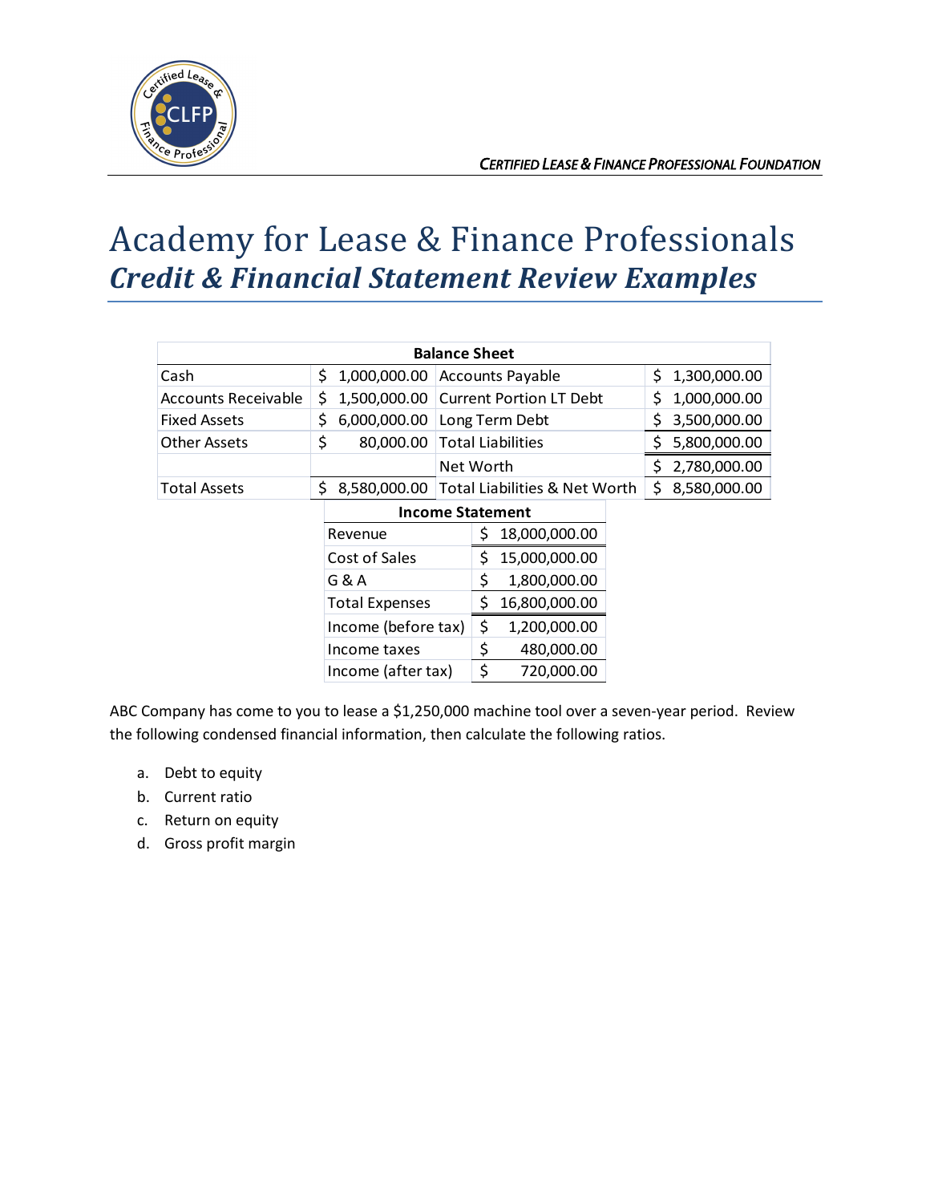# Academy for Lease & Finance Professionals

## *Credit & Financial Statement Review Examples*

| Balance Sheet | | | |
|---|---|---|---|
| Cash | $ 1,000,000.00 | Accounts Payable | $ 1,300,000.00 |
| Accounts Receivable | $ 1,500,000.00 | Current Portion LT Debt | $ 1,000,000.00 |
| Fixed Assets | $ 6,000,000.00 | Long Term Debt | $ 3,500,000.00 |
| Other Assets | $ 80,000.00 | Total Liabilities | $ 5,800,000.00 |
| | | Net Worth | $ 2,780,000.00 |
| Total Assets | $ 8,580,000.00 | Total Liabilities & Net Worth | $ 8,580,000.00 |

| Income Statement | |
|---|---|
| Revenue | $ 18,000,000.00 |
| Cost of Sales | $ 15,000,000.00 |
| G & A | $ 1,800,000.00 |
| Total Expenses | $ 16,800,000.00 |
| Income (before tax) | $ 1,200,000.00 |
| Income taxes | $ 480,000.00 |
| Income (after tax) | $ 720,000.00 |

ABC Company has come to you to lease a $1,250,000 machine tool over a seven-year period. Review the following condensed financial information, then calculate the following ratios.

a. Debt to equity
b. Current ratio
c. Return on equity
d. Gross profit margin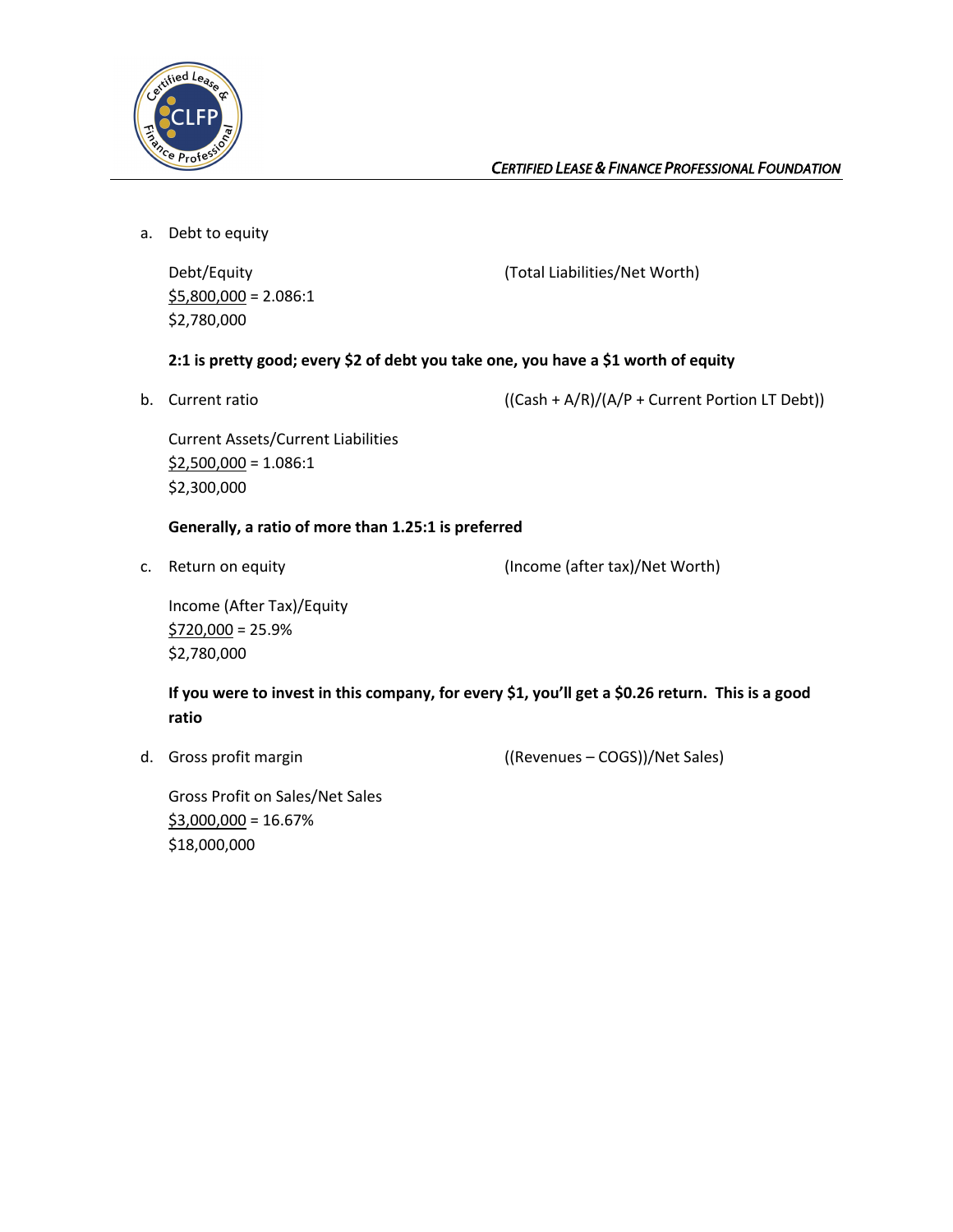a. Debt to equity

Debt/Equity (Total Liabilities/Net Worth)

$$\frac{\$5{,}800{,}000}{\$2{,}780{,}000} = 2.086:1$$

**2:1 is pretty good; every $2 of debt you take one, you have a $1 worth of equity**

b. Current ratio ((Cash + A/R)/(A/P + Current Portion LT Debt))

Current Assets/Current Liabilities

$$\frac{\$2{,}500{,}000}{\$2{,}300{,}000} = 1.086:1$$

**Generally, a ratio of more than 1.25:1 is preferred**

c. Return on equity (Income (after tax)/Net Worth)

Income (After Tax)/Equity

$$\frac{\$720{,}000}{\$2{,}780{,}000} = 25.9\%$$

**If you were to invest in this company, for every $1, you'll get a $0.26 return. This is a good ratio**

d. Gross profit margin ((Revenues – COGS))/Net Sales)

Gross Profit on Sales/Net Sales

$$\frac{\$3{,}000{,}000}{\$18{,}000{,}000} = 16.67\%$$